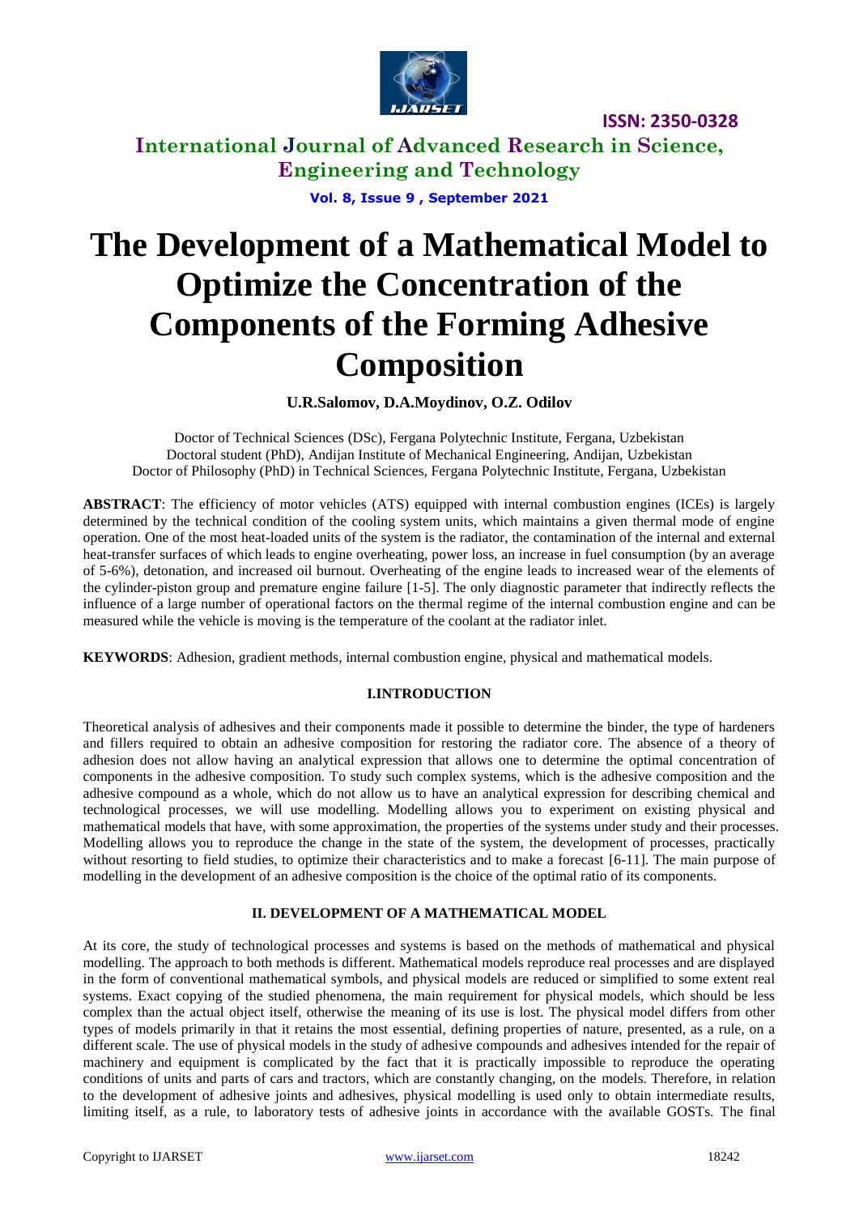# The Development of a Mathematical Model to Optimize the Concentration of the Components of the Forming Adhesive Composition

**U.R.Salomov, D.A.Moydinov, O.Z. Odilov**

Doctor of Technical Sciences (DSc), Fergana Polytechnic Institute, Fergana, Uzbekistan
Doctoral student (PhD), Andijan Institute of Mechanical Engineering, Andijan, Uzbekistan
Doctor of Philosophy (PhD) in Technical Sciences, Fergana Polytechnic Institute, Fergana, Uzbekistan

**ABSTRACT**: The efficiency of motor vehicles (ATS) equipped with internal combustion engines (ICEs) is largely determined by the technical condition of the cooling system units, which maintains a given thermal mode of engine operation. One of the most heat-loaded units of the system is the radiator, the contamination of the internal and external heat-transfer surfaces of which leads to engine overheating, power loss, an increase in fuel consumption (by an average of 5-6%), detonation, and increased oil burnout. Overheating of the engine leads to increased wear of the elements of the cylinder-piston group and premature engine failure [1-5]. The only diagnostic parameter that indirectly reflects the influence of a large number of operational factors on the thermal regime of the internal combustion engine and can be measured while the vehicle is moving is the temperature of the coolant at the radiator inlet.

**KEYWORDS**: Adhesion, gradient methods, internal combustion engine, physical and mathematical models.

## I.INTRODUCTION

Theoretical analysis of adhesives and their components made it possible to determine the binder, the type of hardeners and fillers required to obtain an adhesive composition for restoring the radiator core. The absence of a theory of adhesion does not allow having an analytical expression that allows one to determine the optimal concentration of components in the adhesive composition. To study such complex systems, which is the adhesive composition and the adhesive compound as a whole, which do not allow us to have an analytical expression for describing chemical and technological processes, we will use modelling. Modelling allows you to experiment on existing physical and mathematical models that have, with some approximation, the properties of the systems under study and their processes. Modelling allows you to reproduce the change in the state of the system, the development of processes, practically without resorting to field studies, to optimize their characteristics and to make a forecast [6-11]. The main purpose of modelling in the development of an adhesive composition is the choice of the optimal ratio of its components.

## II. DEVELOPMENT OF A MATHEMATICAL MODEL

At its core, the study of technological processes and systems is based on the methods of mathematical and physical modelling. The approach to both methods is different. Mathematical models reproduce real processes and are displayed in the form of conventional mathematical symbols, and physical models are reduced or simplified to some extent real systems. Exact copying of the studied phenomena, the main requirement for physical models, which should be less complex than the actual object itself, otherwise the meaning of its use is lost. The physical model differs from other types of models primarily in that it retains the most essential, defining properties of nature, presented, as a rule, on a different scale. The use of physical models in the study of adhesive compounds and adhesives intended for the repair of machinery and equipment is complicated by the fact that it is practically impossible to reproduce the operating conditions of units and parts of cars and tractors, which are constantly changing, on the models. Therefore, in relation to the development of adhesive joints and adhesives, physical modelling is used only to obtain intermediate results, limiting itself, as a rule, to laboratory tests of adhesive joints in accordance with the available GOSTs. The final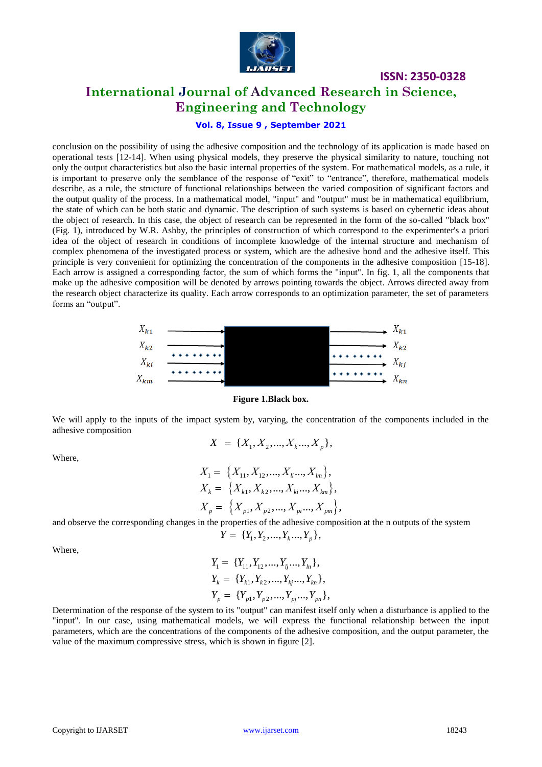conclusion on the possibility of using the adhesive composition and the technology of its application is made based on operational tests [12-14]. When using physical models, they preserve the physical similarity to nature, touching not only the output characteristics but also the basic internal properties of the system. For mathematical models, as a rule, it is important to preserve only the semblance of the response of "exit" to "entrance", therefore, mathematical models describe, as a rule, the structure of functional relationships between the varied composition of significant factors and the output quality of the process. In a mathematical model, "input" and "output" must be in mathematical equilibrium, the state of which can be both static and dynamic. The description of such systems is based on cybernetic ideas about the object of research. In this case, the object of research can be represented in the form of the so-called "black box" (Fig. 1), introduced by W.R. Ashby, the principles of construction of which correspond to the experimenter's a priori idea of the object of research in conditions of incomplete knowledge of the internal structure and mechanism of complex phenomena of the investigated process or system, which are the adhesive bond and the adhesive itself. This principle is very convenient for optimizing the concentration of the components in the adhesive composition [15-18]. Each arrow is assigned a corresponding factor, the sum of which forms the "input". In fig. 1, all the components that make up the adhesive composition will be denoted by arrows pointing towards the object. Arrows directed away from the research object characterize its quality. Each arrow corresponds to an optimization parameter, the set of parameters forms an "output".

**Figure 1.Black box.**

We will apply to the inputs of the impact system by, varying, the concentration of the components included in the adhesive composition

$$X = \{X_1, X_2, ..., X_k ..., X_p\},$$

Where,

$$X_1 = \{X_{11}, X_{12}, ..., X_{li} ..., X_{lm}\},$$
$$X_k = \{X_{k1}, X_{k2}, ..., X_{ki} ..., X_{km}\},$$
$$X_p = \{X_{p1}, X_{p2}, ..., X_{pi} ..., X_{pm}\},$$

and observe the corresponding changes in the properties of the adhesive composition at the n outputs of the system

$$Y = \{Y_1, Y_2, ..., Y_k ..., Y_p\},$$

Where,

$$Y_1 = \{Y_{11}, Y_{12}, ..., Y_{lj} ..., Y_{ln}\},$$
$$Y_k = \{Y_{k1}, Y_{k2}, ..., Y_{kj} ..., Y_{kn}\},$$
$$Y_p = \{Y_{p1}, Y_{p2}, ..., Y_{pj} ..., Y_{pn}\},$$

Determination of the response of the system to its "output" can manifest itself only when a disturbance is applied to the "input". In our case, using mathematical models, we will express the functional relationship between the input parameters, which are the concentrations of the components of the adhesive composition, and the output parameter, the value of the maximum compressive stress, which is shown in figure [2].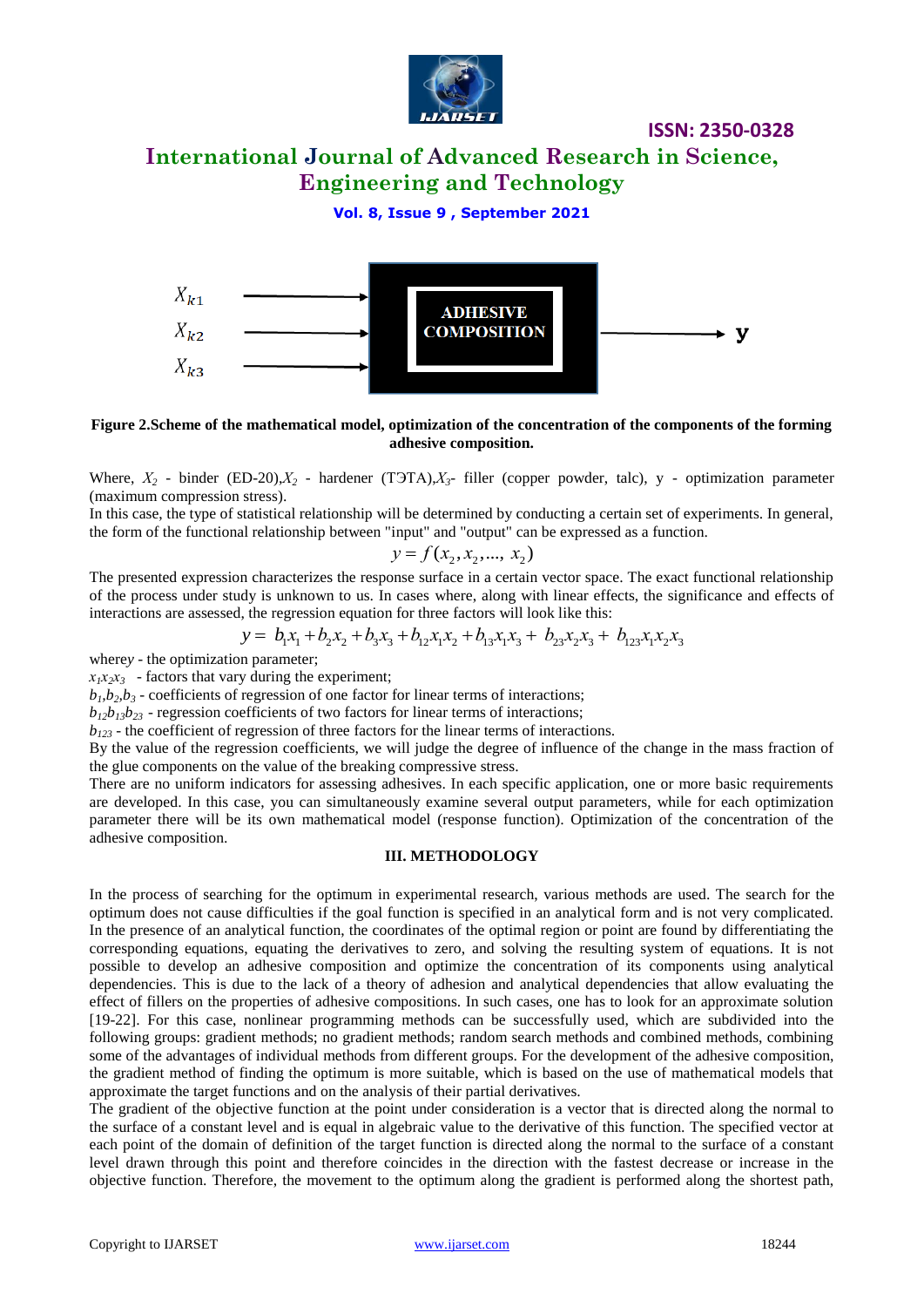**Figure 2.Scheme of the mathematical model, optimization of the concentration of the components of the forming adhesive composition.**

Where, $X_2$ - binder (ED-20),$X_2$ - hardener (ТЭТА),$X_3$- filler (copper powder, talc), y - optimization parameter (maximum compression stress).

In this case, the type of statistical relationship will be determined by conducting a certain set of experiments. In general, the form of the functional relationship between "input" and "output" can be expressed as a function.

$$y = f(x_2, x_2, ..., x_2)$$

The presented expression characterizes the response surface in a certain vector space. The exact functional relationship of the process under study is unknown to us. In cases where, along with linear effects, the significance and effects of interactions are assessed, the regression equation for three factors will look like this:

$$y = b_1x_1 + b_2x_2 + b_3x_3 + b_{12}x_1x_2 + b_{13}x_1x_3 + b_{23}x_2x_3 + b_{123}x_1x_2x_3$$

where$y$ - the optimization parameter;

$x_1x_2x_3$ - factors that vary during the experiment;

$b_1$,$b_2$,$b_3$ - coefficients of regression of one factor for linear terms of interactions;

$b_{12}b_{13}b_{23}$ - regression coefficients of two factors for linear terms of interactions;

$b_{123}$ - the coefficient of regression of three factors for the linear terms of interactions.

By the value of the regression coefficients, we will judge the degree of influence of the change in the mass fraction of the glue components on the value of the breaking compressive stress.

There are no uniform indicators for assessing adhesives. In each specific application, one or more basic requirements are developed. In this case, you can simultaneously examine several output parameters, while for each optimization parameter there will be its own mathematical model (response function). Optimization of the concentration of the adhesive composition.

## III. METHODOLOGY

In the process of searching for the optimum in experimental research, various methods are used. The search for the optimum does not cause difficulties if the goal function is specified in an analytical form and is not very complicated. In the presence of an analytical function, the coordinates of the optimal region or point are found by differentiating the corresponding equations, equating the derivatives to zero, and solving the resulting system of equations. It is not possible to develop an adhesive composition and optimize the concentration of its components using analytical dependencies. This is due to the lack of a theory of adhesion and analytical dependencies that allow evaluating the effect of fillers on the properties of adhesive compositions. In such cases, one has to look for an approximate solution [19-22]. For this case, nonlinear programming methods can be successfully used, which are subdivided into the following groups: gradient methods; no gradient methods; random search methods and combined methods, combining some of the advantages of individual methods from different groups. For the development of the adhesive composition, the gradient method of finding the optimum is more suitable, which is based on the use of mathematical models that approximate the target functions and on the analysis of their partial derivatives.

The gradient of the objective function at the point under consideration is a vector that is directed along the normal to the surface of a constant level and is equal in algebraic value to the derivative of this function. The specified vector at each point of the domain of definition of the target function is directed along the normal to the surface of a constant level drawn through this point and therefore coincides in the direction with the fastest decrease or increase in the objective function. Therefore, the movement to the optimum along the gradient is performed along the shortest path,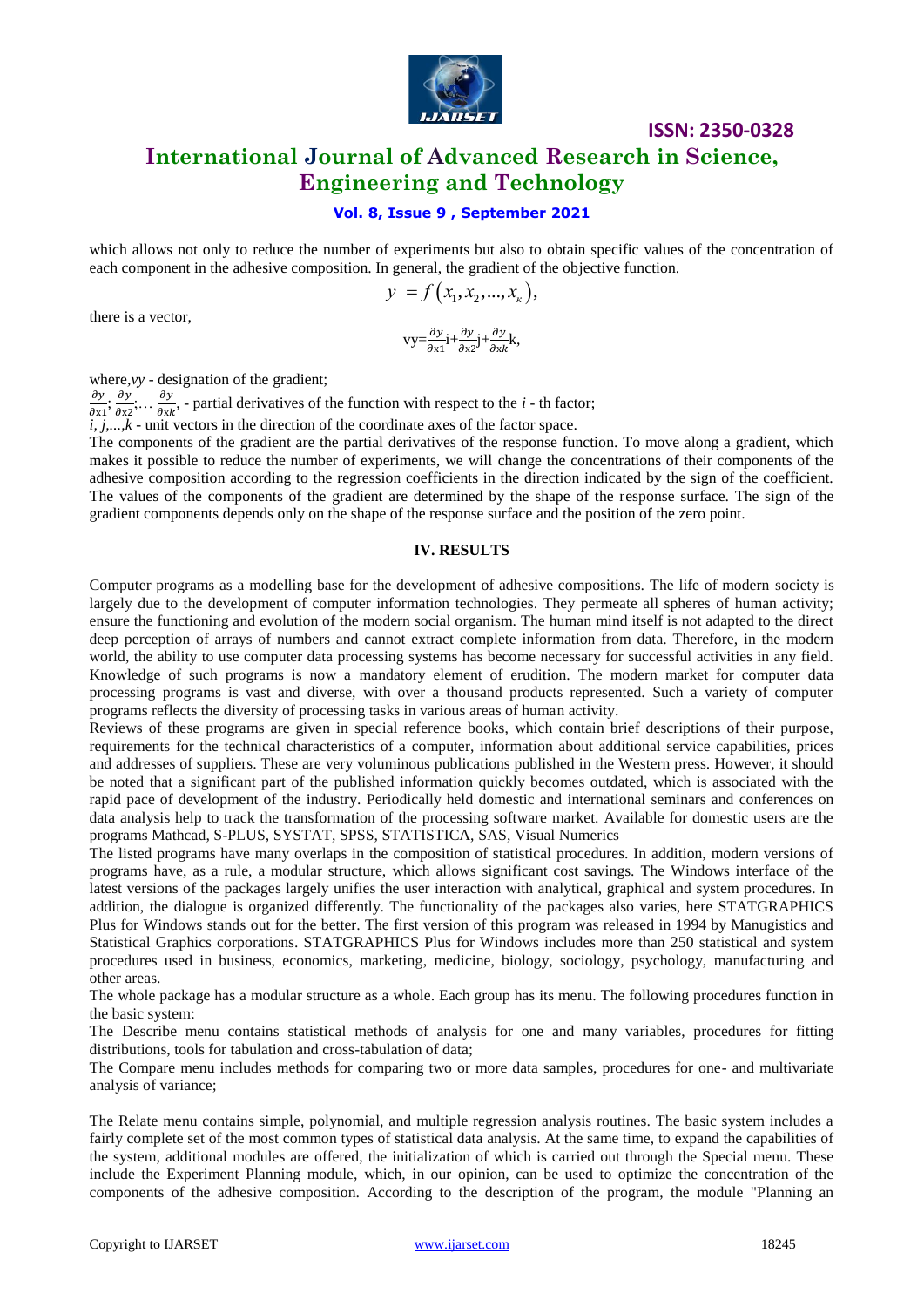which allows not only to reduce the number of experiments but also to obtain specific values of the concentration of each component in the adhesive composition. In general, the gradient of the objective function.

$$y = f(x_1, x_2, ..., x_\kappa),$$

there is a vector,

$$\nabla y = \frac{\partial y}{\partial x1} i + \frac{\partial y}{\partial x2} j + \frac{\partial y}{\partial xk} k,$$

where, $\nabla y$ - designation of the gradient;

$\frac{\partial y}{\partial x1}; \frac{\partial y}{\partial x2}; \dots \frac{\partial y}{\partial xk}$, - partial derivatives of the function with respect to the *i* - th factor;

*i, j,...,k* - unit vectors in the direction of the coordinate axes of the factor space.

The components of the gradient are the partial derivatives of the response function. To move along a gradient, which makes it possible to reduce the number of experiments, we will change the concentrations of their components of the adhesive composition according to the regression coefficients in the direction indicated by the sign of the coefficient. The values of the components of the gradient are determined by the shape of the response surface. The sign of the gradient components depends only on the shape of the response surface and the position of the zero point.

## IV. RESULTS

Computer programs as a modelling base for the development of adhesive compositions. The life of modern society is largely due to the development of computer information technologies. They permeate all spheres of human activity; ensure the functioning and evolution of the modern social organism. The human mind itself is not adapted to the direct deep perception of arrays of numbers and cannot extract complete information from data. Therefore, in the modern world, the ability to use computer data processing systems has become necessary for successful activities in any field. Knowledge of such programs is now a mandatory element of erudition. The modern market for computer data processing programs is vast and diverse, with over a thousand products represented. Such a variety of computer programs reflects the diversity of processing tasks in various areas of human activity.

Reviews of these programs are given in special reference books, which contain brief descriptions of their purpose, requirements for the technical characteristics of a computer, information about additional service capabilities, prices and addresses of suppliers. These are very voluminous publications published in the Western press. However, it should be noted that a significant part of the published information quickly becomes outdated, which is associated with the rapid pace of development of the industry. Periodically held domestic and international seminars and conferences on data analysis help to track the transformation of the processing software market. Available for domestic users are the programs Mathcad, S-PLUS, SYSTAT, SPSS, STATISTICA, SAS, Visual Numerics

The listed programs have many overlaps in the composition of statistical procedures. In addition, modern versions of programs have, as a rule, a modular structure, which allows significant cost savings. The Windows interface of the latest versions of the packages largely unifies the user interaction with analytical, graphical and system procedures. In addition, the dialogue is organized differently. The functionality of the packages also varies, here STATGRAPHICS Plus for Windows stands out for the better. The first version of this program was released in 1994 by Manugistics and Statistical Graphics corporations. STATGRAPHICS Plus for Windows includes more than 250 statistical and system procedures used in business, economics, marketing, medicine, biology, sociology, psychology, manufacturing and other areas.

The whole package has a modular structure as a whole. Each group has its menu. The following procedures function in the basic system:

The Describe menu contains statistical methods of analysis for one and many variables, procedures for fitting distributions, tools for tabulation and cross-tabulation of data;

The Compare menu includes methods for comparing two or more data samples, procedures for one- and multivariate analysis of variance;

The Relate menu contains simple, polynomial, and multiple regression analysis routines. The basic system includes a fairly complete set of the most common types of statistical data analysis. At the same time, to expand the capabilities of the system, additional modules are offered, the initialization of which is carried out through the Special menu. These include the Experiment Planning module, which, in our opinion, can be used to optimize the concentration of the components of the adhesive composition. According to the description of the program, the module "Planning an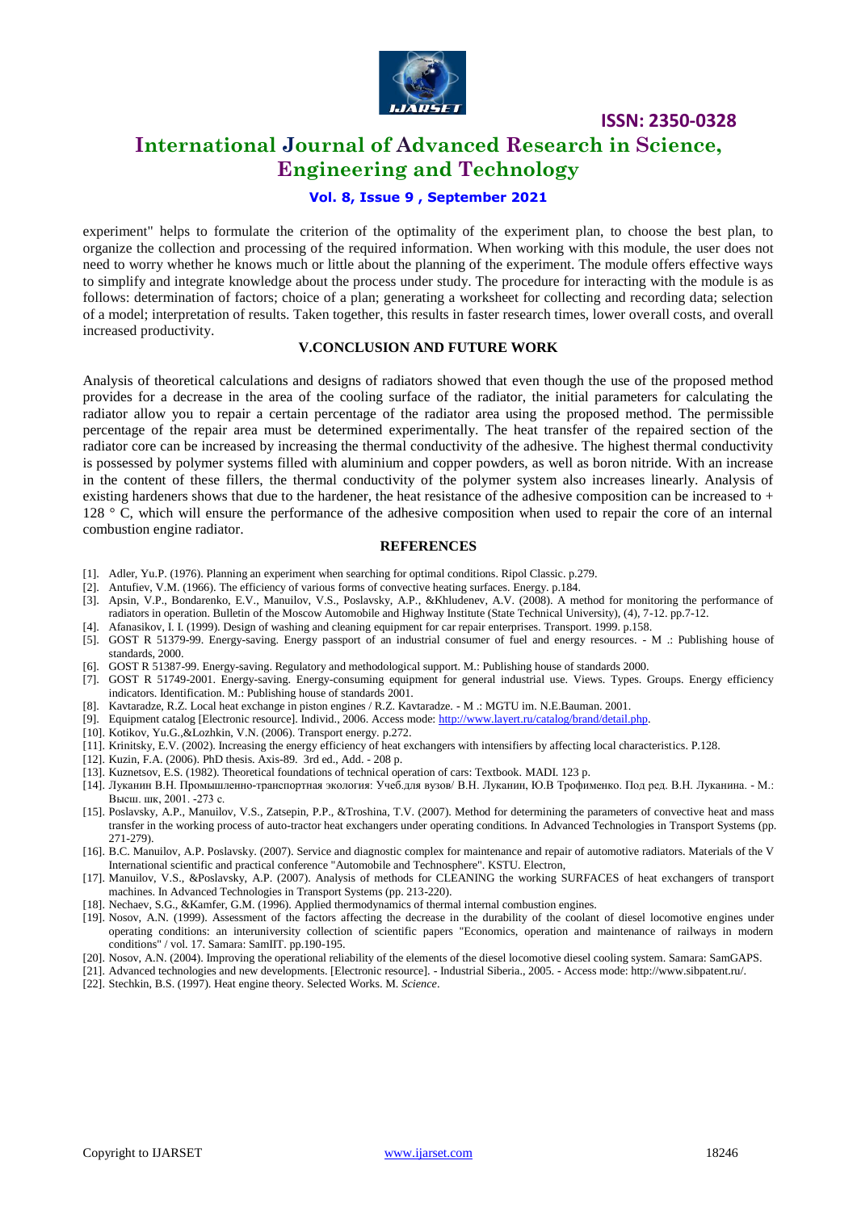experiment" helps to formulate the criterion of the optimality of the experiment plan, to choose the best plan, to organize the collection and processing of the required information. When working with this module, the user does not need to worry whether he knows much or little about the planning of the experiment. The module offers effective ways to simplify and integrate knowledge about the process under study. The procedure for interacting with the module is as follows: determination of factors; choice of a plan; generating a worksheet for collecting and recording data; selection of a model; interpretation of results. Taken together, this results in faster research times, lower overall costs, and overall increased productivity.

## V.CONCLUSION AND FUTURE WORK

Analysis of theoretical calculations and designs of radiators showed that even though the use of the proposed method provides for a decrease in the area of the cooling surface of the radiator, the initial parameters for calculating the radiator allow you to repair a certain percentage of the radiator area using the proposed method. The permissible percentage of the repair area must be determined experimentally. The heat transfer of the repaired section of the radiator core can be increased by increasing the thermal conductivity of the adhesive. The highest thermal conductivity is possessed by polymer systems filled with aluminium and copper powders, as well as boron nitride. With an increase in the content of these fillers, the thermal conductivity of the polymer system also increases linearly. Analysis of existing hardeners shows that due to the hardener, the heat resistance of the adhesive composition can be increased to + 128 ° C, which will ensure the performance of the adhesive composition when used to repair the core of an internal combustion engine radiator.

## REFERENCES

[1]. Adler, Yu.P. (1976). Planning an experiment when searching for optimal conditions. Ripol Classic. p.279.

[2]. Antufiev, V.M. (1966). The efficiency of various forms of convective heating surfaces. Energy. p.184.

[3]. Apsin, V.P., Bondarenko, E.V., Manuilov, V.S., Poslavsky, A.P., &Khludenev, A.V. (2008). A method for monitoring the performance of radiators in operation. Bulletin of the Moscow Automobile and Highway Institute (State Technical University), (4), 7-12. pp.7-12.

[4]. Afanasikov, I. I. (1999). Design of washing and cleaning equipment for car repair enterprises. Transport. 1999. p.158.

[5]. GOST R 51379-99. Energy-saving. Energy passport of an industrial consumer of fuel and energy resources. - M .: Publishing house of standards, 2000.

[6]. GOST R 51387-99. Energy-saving. Regulatory and methodological support. M.: Publishing house of standards 2000.

[7]. GOST R 51749-2001. Energy-saving. Energy-consuming equipment for general industrial use. Views. Types. Groups. Energy efficiency indicators. Identification. M.: Publishing house of standards 2001.

[8]. Kavtaradze, R.Z. Local heat exchange in piston engines / R.Z. Kavtaradze. - M .: MGTU im. N.E.Bauman. 2001.

[9]. Equipment catalog [Electronic resource]. Individ., 2006. Access mode: http://www.layert.ru/catalog/brand/detail.php.

[10]. Kotikov, Yu.G.,&Lozhkin, V.N. (2006). Transport energy. p.272.

[11]. Krinitsky, E.V. (2002). Increasing the energy efficiency of heat exchangers with intensifiers by affecting local characteristics. P.128.

[12]. Kuzin, F.A. (2006). PhD thesis. Axis-89. 3rd ed., Add. - 208 p.

[13]. Kuznetsov, E.S. (1982). Theoretical foundations of technical operation of cars: Textbook. MADI. 123 p.

[14]. Луканин В.Н. Промышленно-транспортная экология: Учеб.для вузов/ В.Н. Луканин, Ю.В Трофименко. Под ред. В.Н. Луканина. - М.: Высш. шк, 2001. -273 с.

[15]. Poslavsky, A.P., Manuilov, V.S., Zatsepin, P.P., &Troshina, T.V. (2007). Method for determining the parameters of convective heat and mass transfer in the working process of auto-tractor heat exchangers under operating conditions. In Advanced Technologies in Transport Systems (pp. 271-279).

[16]. B.C. Manuilov, A.P. Poslavsky. (2007). Service and diagnostic complex for maintenance and repair of automotive radiators. Materials of the V International scientific and practical conference "Automobile and Technosphere". KSTU. Electron,

[17]. Manuilov, V.S., &Poslavsky, A.P. (2007). Analysis of methods for CLEANING the working SURFACES of heat exchangers of transport machines. In Advanced Technologies in Transport Systems (pp. 213-220).

[18]. Nechaev, S.G., &Kamfer, G.M. (1996). Applied thermodynamics of thermal internal combustion engines.

[19]. Nosov, A.N. (1999). Assessment of the factors affecting the decrease in the durability of the coolant of diesel locomotive engines under operating conditions: an interuniversity collection of scientific papers "Economics, operation and maintenance of railways in modern conditions" / vol. 17. Samara: SamIIT. pp.190-195.

[20]. Nosov, A.N. (2004). Improving the operational reliability of the elements of the diesel locomotive diesel cooling system. Samara: SamGAPS.

[21]. Advanced technologies and new developments. [Electronic resource]. - Industrial Siberia., 2005. - Access mode: http://www.sibpatent.ru/.

[22]. Stechkin, B.S. (1997). Heat engine theory. Selected Works. M. *Science*.